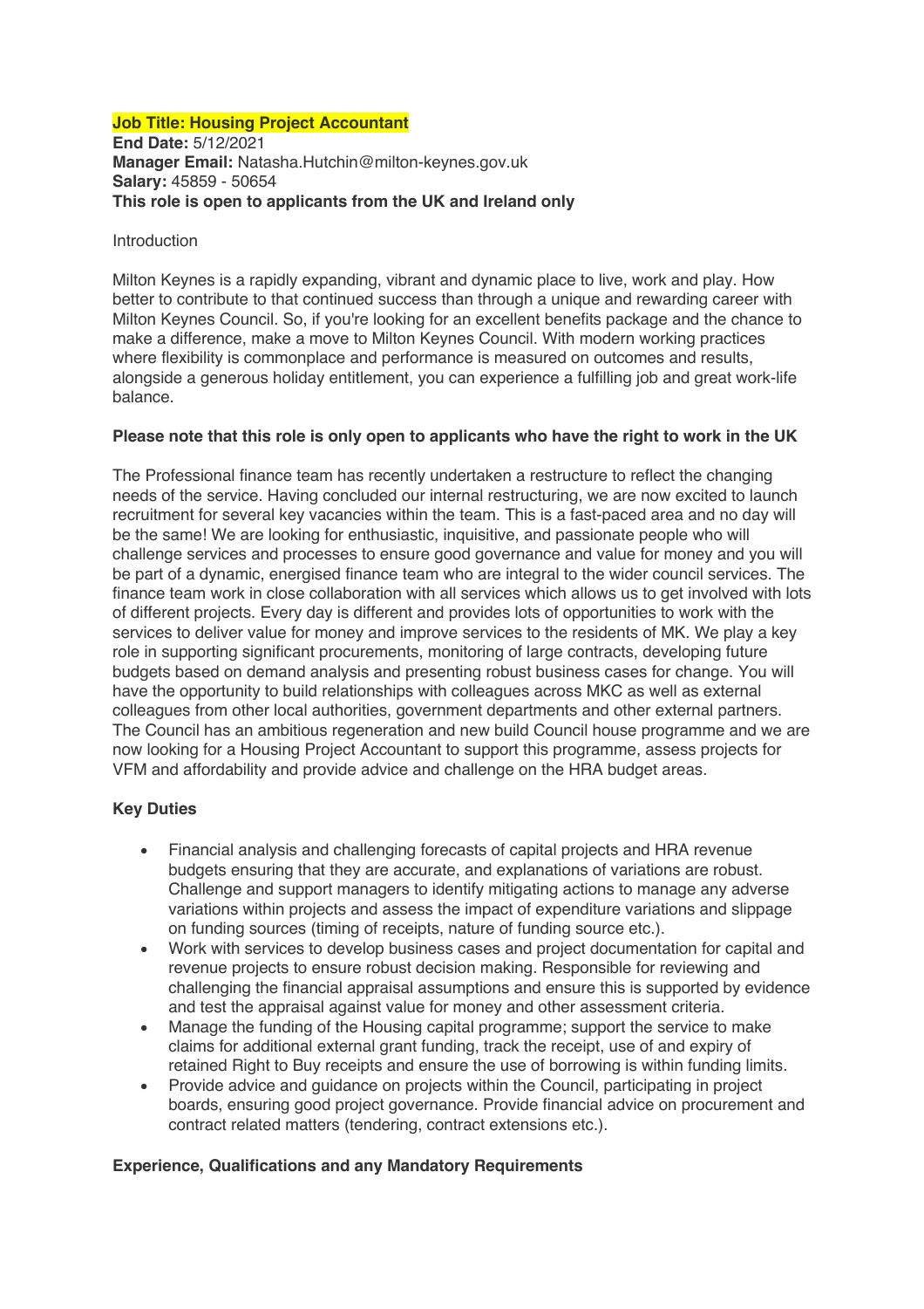**Job Title: Housing Project Accountant**
**End Date:** 5/12/2021
**Manager Email:** Natasha.Hutchin@milton-keynes.gov.uk
**Salary:** 45859 - 50654
**This role is open to applicants from the UK and Ireland only**

Introduction

Milton Keynes is a rapidly expanding, vibrant and dynamic place to live, work and play. How better to contribute to that continued success than through a unique and rewarding career with Milton Keynes Council. So, if you're looking for an excellent benefits package and the chance to make a difference, make a move to Milton Keynes Council. With modern working practices where flexibility is commonplace and performance is measured on outcomes and results, alongside a generous holiday entitlement, you can experience a fulfilling job and great work-life balance.

**Please note that this role is only open to applicants who have the right to work in the UK**

The Professional finance team has recently undertaken a restructure to reflect the changing needs of the service. Having concluded our internal restructuring, we are now excited to launch recruitment for several key vacancies within the team. This is a fast-paced area and no day will be the same! We are looking for enthusiastic, inquisitive, and passionate people who will challenge services and processes to ensure good governance and value for money and you will be part of a dynamic, energised finance team who are integral to the wider council services. The finance team work in close collaboration with all services which allows us to get involved with lots of different projects. Every day is different and provides lots of opportunities to work with the services to deliver value for money and improve services to the residents of MK. We play a key role in supporting significant procurements, monitoring of large contracts, developing future budgets based on demand analysis and presenting robust business cases for change. You will have the opportunity to build relationships with colleagues across MKC as well as external colleagues from other local authorities, government departments and other external partners. The Council has an ambitious regeneration and new build Council house programme and we are now looking for a Housing Project Accountant to support this programme, assess projects for VFM and affordability and provide advice and challenge on the HRA budget areas.

**Key Duties**

- Financial analysis and challenging forecasts of capital projects and HRA revenue budgets ensuring that they are accurate, and explanations of variations are robust. Challenge and support managers to identify mitigating actions to manage any adverse variations within projects and assess the impact of expenditure variations and slippage on funding sources (timing of receipts, nature of funding source etc.).
- Work with services to develop business cases and project documentation for capital and revenue projects to ensure robust decision making. Responsible for reviewing and challenging the financial appraisal assumptions and ensure this is supported by evidence and test the appraisal against value for money and other assessment criteria.
- Manage the funding of the Housing capital programme; support the service to make claims for additional external grant funding, track the receipt, use of and expiry of retained Right to Buy receipts and ensure the use of borrowing is within funding limits.
- Provide advice and guidance on projects within the Council, participating in project boards, ensuring good project governance. Provide financial advice on procurement and contract related matters (tendering, contract extensions etc.).

**Experience, Qualifications and any Mandatory Requirements**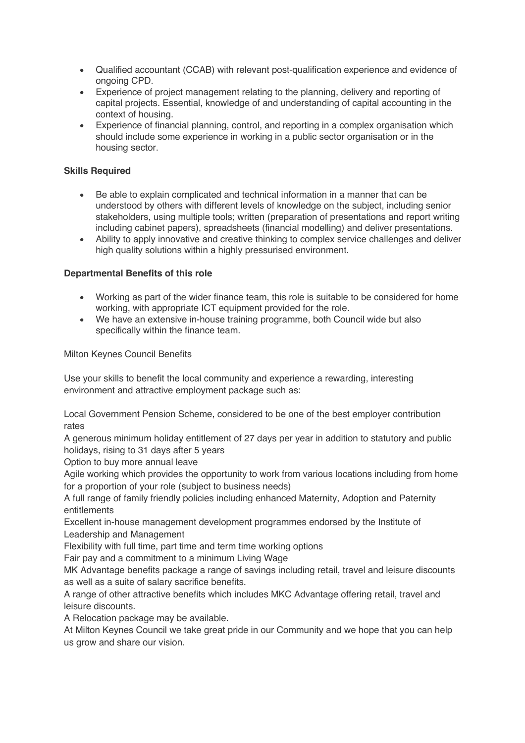- Qualified accountant (CCAB) with relevant post-qualification experience and evidence of ongoing CPD.
- Experience of project management relating to the planning, delivery and reporting of capital projects. Essential, knowledge of and understanding of capital accounting in the context of housing.
- Experience of financial planning, control, and reporting in a complex organisation which should include some experience in working in a public sector organisation or in the housing sector.

**Skills Required**

- Be able to explain complicated and technical information in a manner that can be understood by others with different levels of knowledge on the subject, including senior stakeholders, using multiple tools; written (preparation of presentations and report writing including cabinet papers), spreadsheets (financial modelling) and deliver presentations.
- Ability to apply innovative and creative thinking to complex service challenges and deliver high quality solutions within a highly pressurised environment.

**Departmental Benefits of this role**

- Working as part of the wider finance team, this role is suitable to be considered for home working, with appropriate ICT equipment provided for the role.
- We have an extensive in-house training programme, both Council wide but also specifically within the finance team.

Milton Keynes Council Benefits

Use your skills to benefit the local community and experience a rewarding, interesting environment and attractive employment package such as:

Local Government Pension Scheme, considered to be one of the best employer contribution rates

A generous minimum holiday entitlement of 27 days per year in addition to statutory and public holidays, rising to 31 days after 5 years

Option to buy more annual leave

Agile working which provides the opportunity to work from various locations including from home for a proportion of your role (subject to business needs)

A full range of family friendly policies including enhanced Maternity, Adoption and Paternity entitlements

Excellent in-house management development programmes endorsed by the Institute of Leadership and Management

Flexibility with full time, part time and term time working options

Fair pay and a commitment to a minimum Living Wage

MK Advantage benefits package a range of savings including retail, travel and leisure discounts as well as a suite of salary sacrifice benefits.

A range of other attractive benefits which includes MKC Advantage offering retail, travel and leisure discounts.

A Relocation package may be available.

At Milton Keynes Council we take great pride in our Community and we hope that you can help us grow and share our vision.